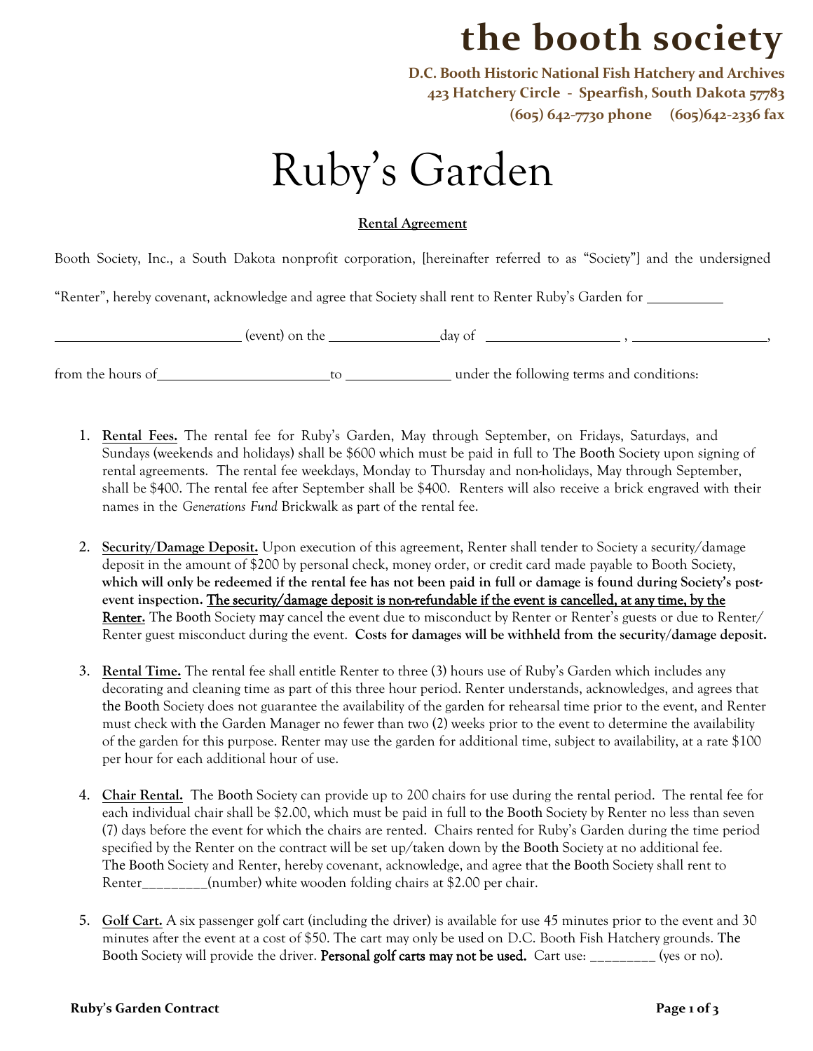# the booth society

**D.C. Booth Historic National Fish Hatchery and Archives**
**423 Hatchery Circle - Spearfish, South Dakota 57783**
**(605) 642-7730 phone (605)642-2336 fax**

# Ruby's Garden

**Rental Agreement**

Booth Society, Inc., a South Dakota nonprofit corporation, [hereinafter referred to as "Society"] and the undersigned "Renter", hereby covenant, acknowledge and agree that Society shall rent to Renter Ruby's Garden for ____________ ____________________________ (event) on the _______________day of ____________________ , ____________________, from the hours of __________________________to _______________ under the following terms and conditions:

1. **Rental Fees.** The rental fee for Ruby's Garden, May through September, on Fridays, Saturdays, and Sundays (weekends and holidays) shall be $600 which must be paid in full to The Booth Society upon signing of rental agreements. The rental fee weekdays, Monday to Thursday and non-holidays, May through September, shall be $400. The rental fee after September shall be $400. Renters will also receive a brick engraved with their names in the *Generations Fund* Brickwalk as part of the rental fee.

2. **Security/Damage Deposit.** Upon execution of this agreement, Renter shall tender to Society a security/damage deposit in the amount of $200 by personal check, money order, or credit card made payable to Booth Society, **which will only be redeemed if the rental fee has not been paid in full or damage is found during Society's post-event inspection.** **The security/damage deposit is non-refundable if the event is cancelled, at any time, by the Renter.** The Booth Society may cancel the event due to misconduct by Renter or Renter's guests or due to Renter/ Renter guest misconduct during the event. **Costs for damages will be withheld from the security/damage deposit.**

3. **Rental Time.** The rental fee shall entitle Renter to three (3) hours use of Ruby's Garden which includes any decorating and cleaning time as part of this three hour period. Renter understands, acknowledges, and agrees that the Booth Society does not guarantee the availability of the garden for rehearsal time prior to the event, and Renter must check with the Garden Manager no fewer than two (2) weeks prior to the event to determine the availability of the garden for this purpose. Renter may use the garden for additional time, subject to availability, at a rate $100 per hour for each additional hour of use.

4. **Chair Rental.** The Booth Society can provide up to 200 chairs for use during the rental period. The rental fee for each individual chair shall be $2.00, which must be paid in full to the Booth Society by Renter no less than seven (7) days before the event for which the chairs are rented. Chairs rented for Ruby's Garden during the time period specified by the Renter on the contract will be set up/taken down by the Booth Society at no additional fee. The Booth Society and Renter, hereby covenant, acknowledge, and agree that the Booth Society shall rent to Renter_________(number) white wooden folding chairs at $2.00 per chair.

5. **Golf Cart.** A six passenger golf cart (including the driver) is available for use 45 minutes prior to the event and 30 minutes after the event at a cost of $50. The cart may only be used on D.C. Booth Fish Hatchery grounds. The Booth Society will provide the driver. **Personal golf carts may not be used.** Cart use: _________ (yes or no).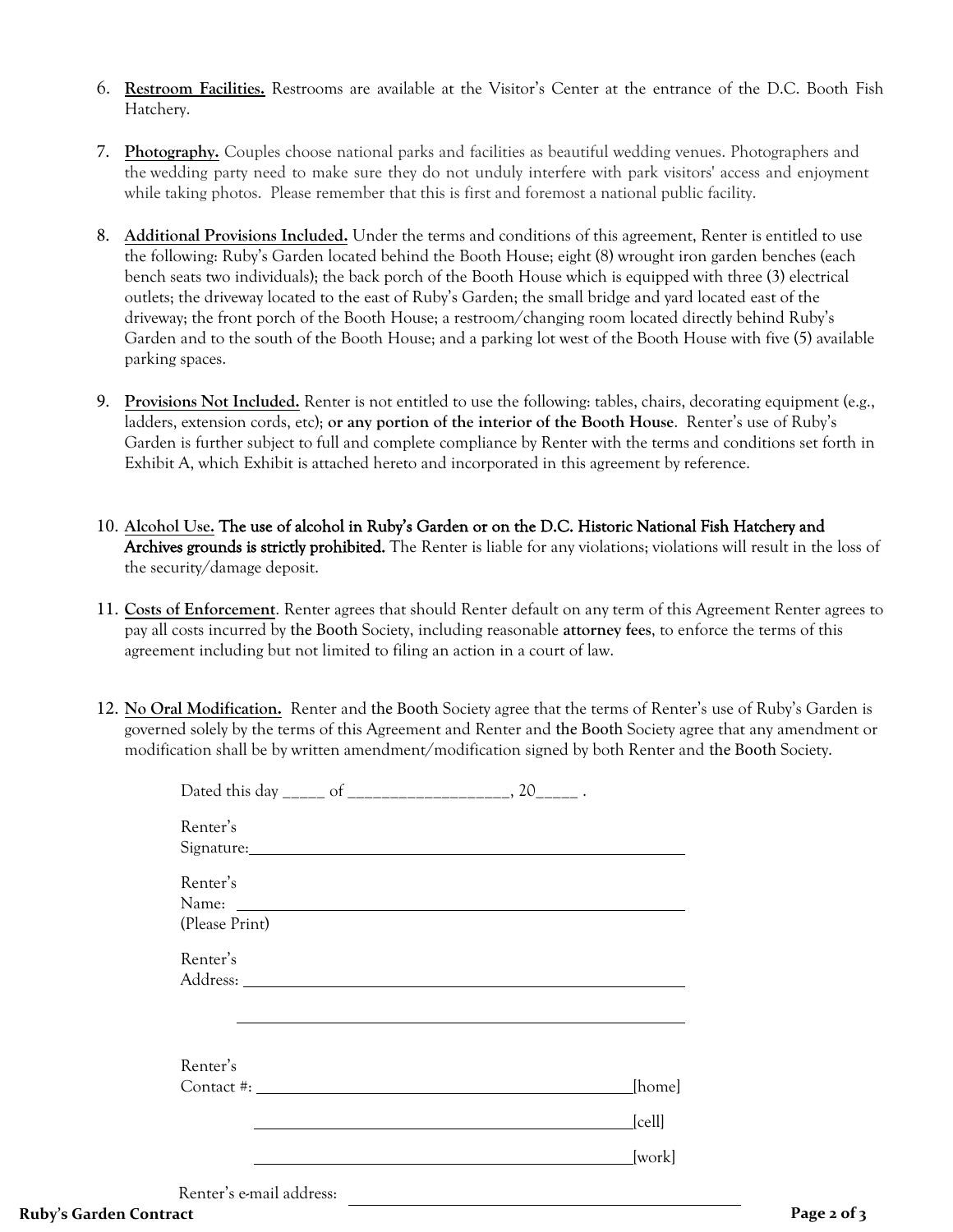6. **Restroom Facilities.** Restrooms are available at the Visitor's Center at the entrance of the D.C. Booth Fish Hatchery.

7. **Photography.** Couples choose national parks and facilities as beautiful wedding venues. Photographers and the wedding party need to make sure they do not unduly interfere with park visitors' access and enjoyment while taking photos. Please remember that this is first and foremost a national public facility.

8. **Additional Provisions Included.** Under the terms and conditions of this agreement, Renter is entitled to use the following: Ruby's Garden located behind the Booth House; eight (8) wrought iron garden benches (each bench seats two individuals); the back porch of the Booth House which is equipped with three (3) electrical outlets; the driveway located to the east of Ruby's Garden; the small bridge and yard located east of the driveway; the front porch of the Booth House; a restroom/changing room located directly behind Ruby's Garden and to the south of the Booth House; and a parking lot west of the Booth House with five (5) available parking spaces.

9. **Provisions Not Included.** Renter is not entitled to use the following: tables, chairs, decorating equipment (e.g., ladders, extension cords, etc); **or any portion of the interior of the Booth House**. Renter's use of Ruby's Garden is further subject to full and complete compliance by Renter with the terms and conditions set forth in Exhibit A, which Exhibit is attached hereto and incorporated in this agreement by reference.

10. **Alcohol Use. The use of alcohol in Ruby's Garden or on the D.C. Historic National Fish Hatchery and Archives grounds is strictly prohibited.** The Renter is liable for any violations; violations will result in the loss of the security/damage deposit.

11. **Costs of Enforcement**. Renter agrees that should Renter default on any term of this Agreement Renter agrees to pay all costs incurred by the Booth Society, including reasonable **attorney fees**, to enforce the terms of this agreement including but not limited to filing an action in a court of law.

12. **No Oral Modification.** Renter and the Booth Society agree that the terms of Renter's use of Ruby's Garden is governed solely by the terms of this Agreement and Renter and the Booth Society agree that any amendment or modification shall be by written amendment/modification signed by both Renter and the Booth Society.

Dated this day _____ of ___________________, 20_____ .

Renter's Signature: ____________________________________________

Renter's Name: ____________________________________________
(Please Print)

Renter's Address: ____________________________________________

____________________________________________

Renter's Contact #: ________________________________________[home]

________________________________________[cell]

________________________________________[work]

Renter's e-mail address: ____________________________________________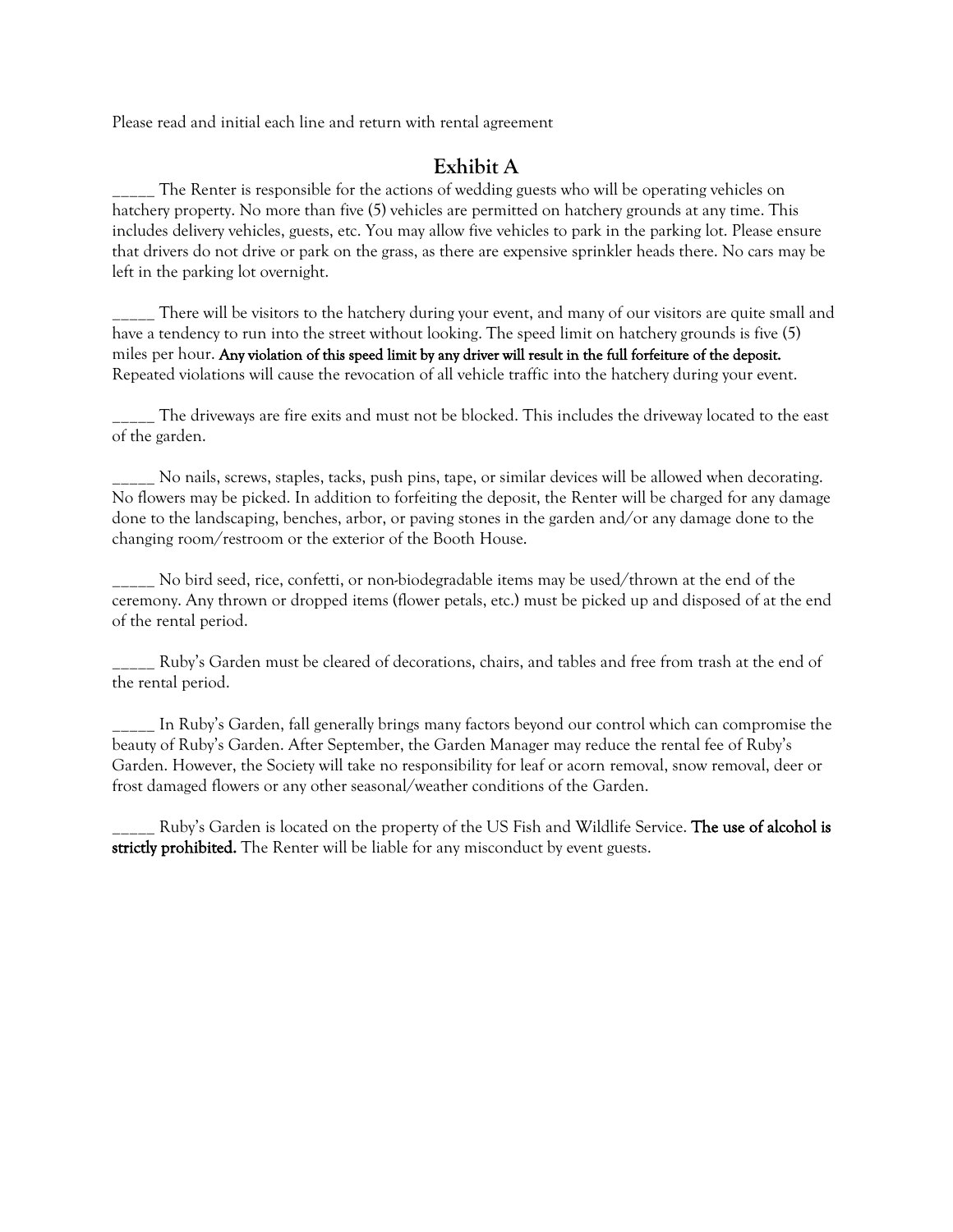Please read and initial each line and return with rental agreement

# Exhibit A

_____ The Renter is responsible for the actions of wedding guests who will be operating vehicles on hatchery property. No more than five (5) vehicles are permitted on hatchery grounds at any time. This includes delivery vehicles, guests, etc. You may allow five vehicles to park in the parking lot. Please ensure that drivers do not drive or park on the grass, as there are expensive sprinkler heads there. No cars may be left in the parking lot overnight.

_____ There will be visitors to the hatchery during your event, and many of our visitors are quite small and have a tendency to run into the street without looking. The speed limit on hatchery grounds is five (5) miles per hour. **Any violation of this speed limit by any driver will result in the full forfeiture of the deposit.** Repeated violations will cause the revocation of all vehicle traffic into the hatchery during your event.

_____ The driveways are fire exits and must not be blocked. This includes the driveway located to the east of the garden.

_____ No nails, screws, staples, tacks, push pins, tape, or similar devices will be allowed when decorating. No flowers may be picked. In addition to forfeiting the deposit, the Renter will be charged for any damage done to the landscaping, benches, arbor, or paving stones in the garden and/or any damage done to the changing room/restroom or the exterior of the Booth House.

_____ No bird seed, rice, confetti, or non-biodegradable items may be used/thrown at the end of the ceremony. Any thrown or dropped items (flower petals, etc.) must be picked up and disposed of at the end of the rental period.

_____ Ruby's Garden must be cleared of decorations, chairs, and tables and free from trash at the end of the rental period.

_____ In Ruby's Garden, fall generally brings many factors beyond our control which can compromise the beauty of Ruby's Garden. After September, the Garden Manager may reduce the rental fee of Ruby's Garden. However, the Society will take no responsibility for leaf or acorn removal, snow removal, deer or frost damaged flowers or any other seasonal/weather conditions of the Garden.

_____ Ruby's Garden is located on the property of the US Fish and Wildlife Service. **The use of alcohol is strictly prohibited.** The Renter will be liable for any misconduct by event guests.